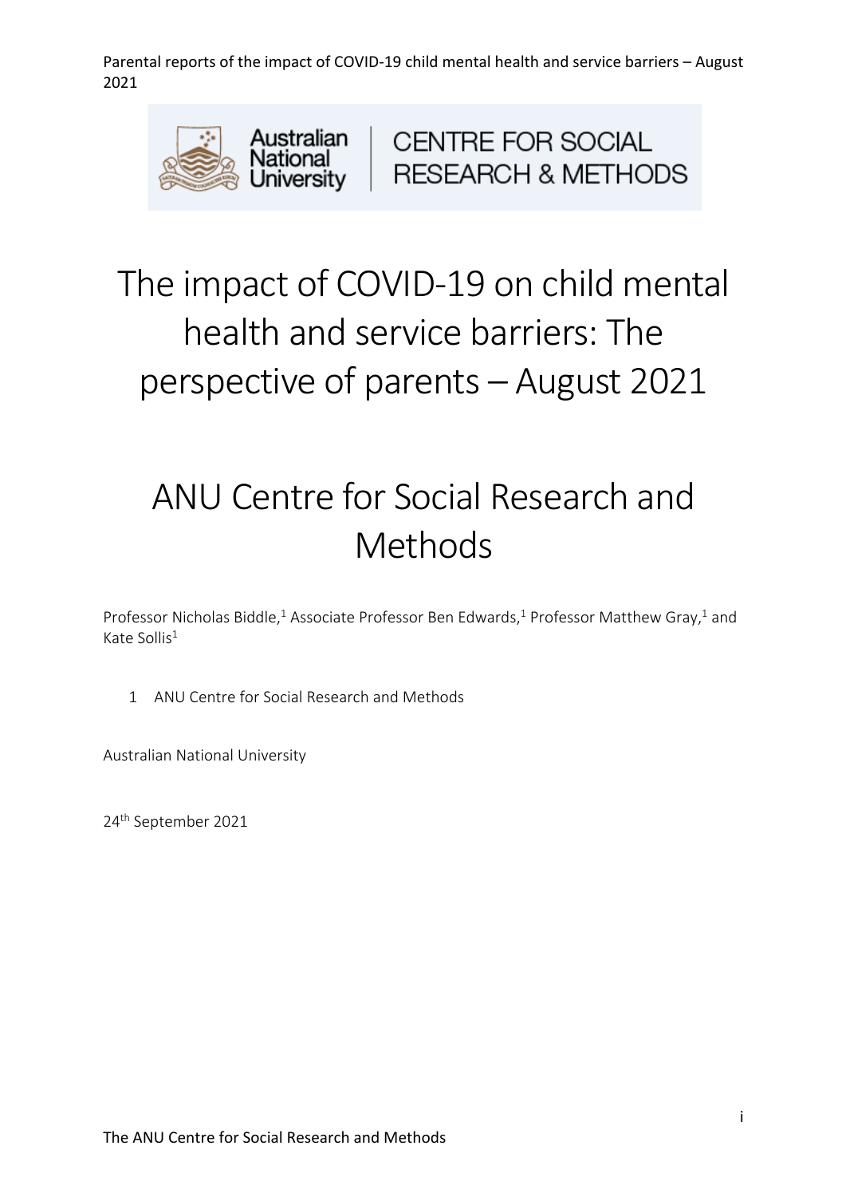# The impact of COVID-19 on child mental health and service barriers: The perspective of parents – August 2021

## ANU Centre for Social Research and Methods

Professor Nicholas Biddle,[1] Associate Professor Ben Edwards,[1] Professor Matthew Gray,[1] and Kate Sollis[1]

1 ANU Centre for Social Research and Methods

Australian National University

24th September 2021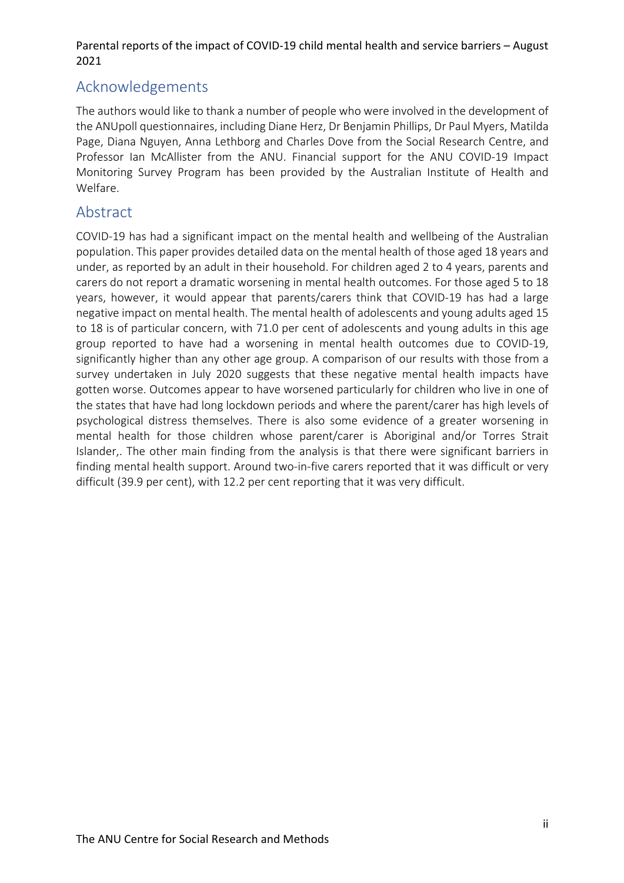## Acknowledgements

The authors would like to thank a number of people who were involved in the development of the ANUpoll questionnaires, including Diane Herz, Dr Benjamin Phillips, Dr Paul Myers, Matilda Page, Diana Nguyen, Anna Lethborg and Charles Dove from the Social Research Centre, and Professor Ian McAllister from the ANU. Financial support for the ANU COVID-19 Impact Monitoring Survey Program has been provided by the Australian Institute of Health and Welfare.

## Abstract

COVID-19 has had a significant impact on the mental health and wellbeing of the Australian population. This paper provides detailed data on the mental health of those aged 18 years and under, as reported by an adult in their household. For children aged 2 to 4 years, parents and carers do not report a dramatic worsening in mental health outcomes. For those aged 5 to 18 years, however, it would appear that parents/carers think that COVID-19 has had a large negative impact on mental health. The mental health of adolescents and young adults aged 15 to 18 is of particular concern, with 71.0 per cent of adolescents and young adults in this age group reported to have had a worsening in mental health outcomes due to COVID-19, significantly higher than any other age group. A comparison of our results with those from a survey undertaken in July 2020 suggests that these negative mental health impacts have gotten worse. Outcomes appear to have worsened particularly for children who live in one of the states that have had long lockdown periods and where the parent/carer has high levels of psychological distress themselves. There is also some evidence of a greater worsening in mental health for those children whose parent/carer is Aboriginal and/or Torres Strait Islander,. The other main finding from the analysis is that there were significant barriers in finding mental health support. Around two-in-five carers reported that it was difficult or very difficult (39.9 per cent), with 12.2 per cent reporting that it was very difficult.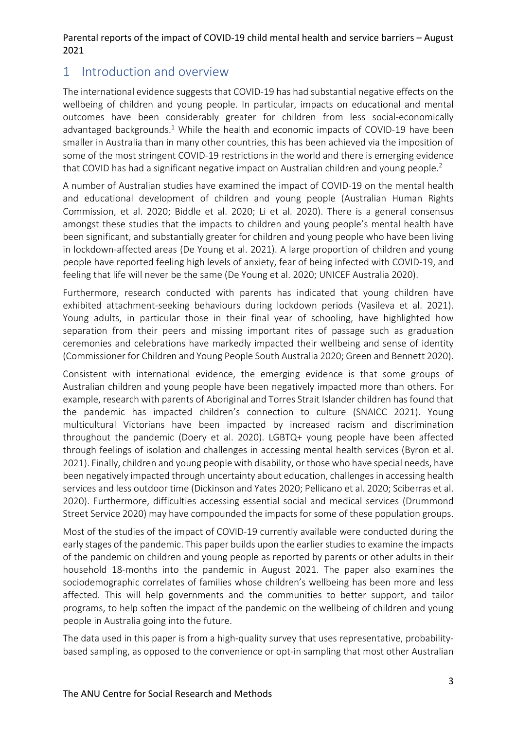# 1 Introduction and overview

The international evidence suggests that COVID-19 has had substantial negative effects on the wellbeing of children and young people. In particular, impacts on educational and mental outcomes have been considerably greater for children from less social-economically advantaged backgrounds.[1] While the health and economic impacts of COVID-19 have been smaller in Australia than in many other countries, this has been achieved via the imposition of some of the most stringent COVID-19 restrictions in the world and there is emerging evidence that COVID has had a significant negative impact on Australian children and young people.[2]

A number of Australian studies have examined the impact of COVID-19 on the mental health and educational development of children and young people (Australian Human Rights Commission, et al. 2020; Biddle et al. 2020; Li et al. 2020). There is a general consensus amongst these studies that the impacts to children and young people's mental health have been significant, and substantially greater for children and young people who have been living in lockdown-affected areas (De Young et al. 2021). A large proportion of children and young people have reported feeling high levels of anxiety, fear of being infected with COVID-19, and feeling that life will never be the same (De Young et al. 2020; UNICEF Australia 2020).

Furthermore, research conducted with parents has indicated that young children have exhibited attachment-seeking behaviours during lockdown periods (Vasileva et al. 2021). Young adults, in particular those in their final year of schooling, have highlighted how separation from their peers and missing important rites of passage such as graduation ceremonies and celebrations have markedly impacted their wellbeing and sense of identity (Commissioner for Children and Young People South Australia 2020; Green and Bennett 2020).

Consistent with international evidence, the emerging evidence is that some groups of Australian children and young people have been negatively impacted more than others. For example, research with parents of Aboriginal and Torres Strait Islander children has found that the pandemic has impacted children's connection to culture (SNAICC 2021). Young multicultural Victorians have been impacted by increased racism and discrimination throughout the pandemic (Doery et al. 2020). LGBTQ+ young people have been affected through feelings of isolation and challenges in accessing mental health services (Byron et al. 2021). Finally, children and young people with disability, or those who have special needs, have been negatively impacted through uncertainty about education, challenges in accessing health services and less outdoor time (Dickinson and Yates 2020; Pellicano et al. 2020; Sciberras et al. 2020). Furthermore, difficulties accessing essential social and medical services (Drummond Street Service 2020) may have compounded the impacts for some of these population groups.

Most of the studies of the impact of COVID-19 currently available were conducted during the early stages of the pandemic. This paper builds upon the earlier studies to examine the impacts of the pandemic on children and young people as reported by parents or other adults in their household 18-months into the pandemic in August 2021. The paper also examines the sociodemographic correlates of families whose children's wellbeing has been more and less affected. This will help governments and the communities to better support, and tailor programs, to help soften the impact of the pandemic on the wellbeing of children and young people in Australia going into the future.

The data used in this paper is from a high-quality survey that uses representative, probability-based sampling, as opposed to the convenience or opt-in sampling that most other Australian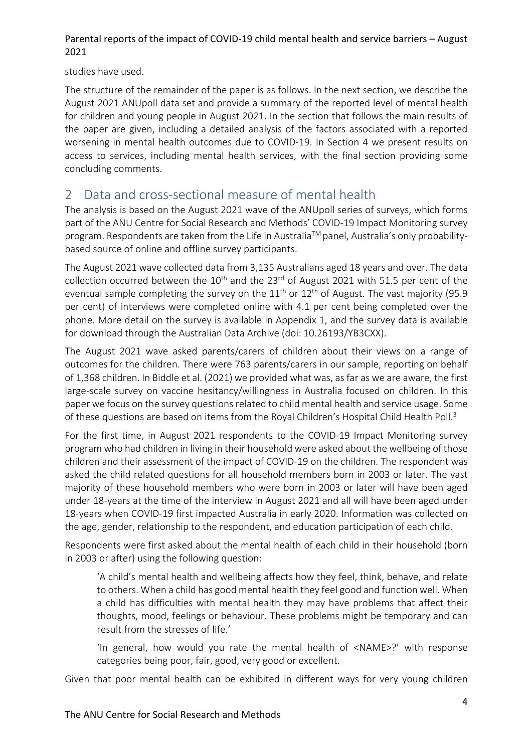studies have used.

The structure of the remainder of the paper is as follows. In the next section, we describe the August 2021 ANUpoll data set and provide a summary of the reported level of mental health for children and young people in August 2021. In the section that follows the main results of the paper are given, including a detailed analysis of the factors associated with a reported worsening in mental health outcomes due to COVID-19. In Section 4 we present results on access to services, including mental health services, with the final section providing some concluding comments.

## 2 Data and cross-sectional measure of mental health

The analysis is based on the August 2021 wave of the ANUpoll series of surveys, which forms part of the ANU Centre for Social Research and Methods' COVID-19 Impact Monitoring survey program. Respondents are taken from the Life in Australia™ panel, Australia's only probability-based source of online and offline survey participants.

The August 2021 wave collected data from 3,135 Australians aged 18 years and over. The data collection occurred between the 10th and the 23rd of August 2021 with 51.5 per cent of the eventual sample completing the survey on the 11th or 12th of August. The vast majority (95.9 per cent) of interviews were completed online with 4.1 per cent being completed over the phone. More detail on the survey is available in Appendix 1, and the survey data is available for download through the Australian Data Archive (doi: 10.26193/YB3CXX).

The August 2021 wave asked parents/carers of children about their views on a range of outcomes for the children. There were 763 parents/carers in our sample, reporting on behalf of 1,368 children. In Biddle et al. (2021) we provided what was, as far as we are aware, the first large-scale survey on vaccine hesitancy/willingness in Australia focused on children. In this paper we focus on the survey questions related to child mental health and service usage. Some of these questions are based on items from the Royal Children's Hospital Child Health Poll.[3]

For the first time, in August 2021 respondents to the COVID-19 Impact Monitoring survey program who had children in living in their household were asked about the wellbeing of those children and their assessment of the impact of COVID-19 on the children. The respondent was asked the child related questions for all household members born in 2003 or later. The vast majority of these household members who were born in 2003 or later will have been aged under 18-years at the time of the interview in August 2021 and all will have been aged under 18-years when COVID-19 first impacted Australia in early 2020. Information was collected on the age, gender, relationship to the respondent, and education participation of each child.

Respondents were first asked about the mental health of each child in their household (born in 2003 or after) using the following question:

> 'A child's mental health and wellbeing affects how they feel, think, behave, and relate to others. When a child has good mental health they feel good and function well. When a child has difficulties with mental health they may have problems that affect their thoughts, mood, feelings or behaviour. These problems might be temporary and can result from the stresses of life.'
>
> 'In general, how would you rate the mental health of <NAME>?' with response categories being poor, fair, good, very good or excellent.

Given that poor mental health can be exhibited in different ways for very young children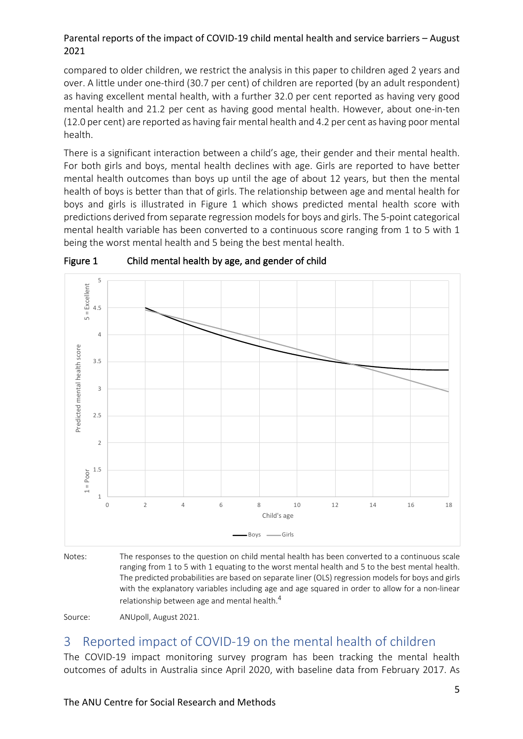compared to older children, we restrict the analysis in this paper to children aged 2 years and over. A little under one-third (30.7 per cent) of children are reported (by an adult respondent) as having excellent mental health, with a further 32.0 per cent reported as having very good mental health and 21.2 per cent as having good mental health. However, about one-in-ten (12.0 per cent) are reported as having fair mental health and 4.2 per cent as having poor mental health.

There is a significant interaction between a child's age, their gender and their mental health. For both girls and boys, mental health declines with age. Girls are reported to have better mental health outcomes than boys up until the age of about 12 years, but then the mental health of boys is better than that of girls. The relationship between age and mental health for boys and girls is illustrated in Figure 1 which shows predicted mental health score with predictions derived from separate regression models for boys and girls. The 5-point categorical mental health variable has been converted to a continuous score ranging from 1 to 5 with 1 being the worst mental health and 5 being the best mental health.

**Figure 1 Child mental health by age, and gender of child**

Notes: The responses to the question on child mental health has been converted to a continuous scale ranging from 1 to 5 with 1 equating to the worst mental health and 5 to the best mental health. The predicted probabilities are based on separate liner (OLS) regression models for boys and girls with the explanatory variables including age and age squared in order to allow for a non-linear relationship between age and mental health.[4]

Source: ANUpoll, August 2021.

# 3 Reported impact of COVID-19 on the mental health of children

The COVID-19 impact monitoring survey program has been tracking the mental health outcomes of adults in Australia since April 2020, with baseline data from February 2017. As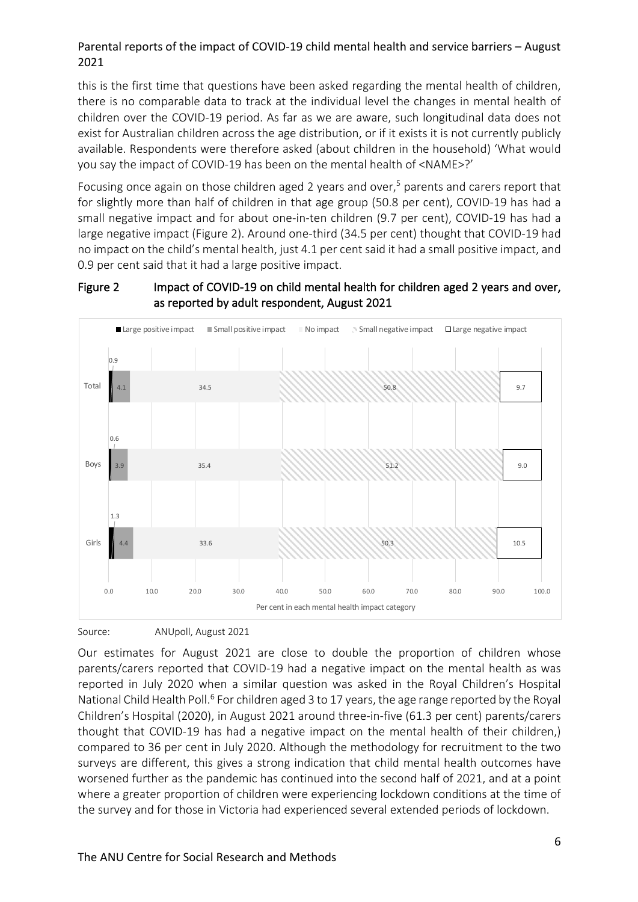this is the first time that questions have been asked regarding the mental health of children, there is no comparable data to track at the individual level the changes in mental health of children over the COVID-19 period. As far as we are aware, such longitudinal data does not exist for Australian children across the age distribution, or if it exists it is not currently publicly available. Respondents were therefore asked (about children in the household) 'What would you say the impact of COVID-19 has been on the mental health of <NAME>?'

Focusing once again on those children aged 2 years and over,[5] parents and carers report that for slightly more than half of children in that age group (50.8 per cent), COVID-19 has had a small negative impact and for about one-in-ten children (9.7 per cent), COVID-19 has had a large negative impact (Figure 2). Around one-third (34.5 per cent) thought that COVID-19 had no impact on the child's mental health, just 4.1 per cent said it had a small positive impact, and 0.9 per cent said that it had a large positive impact.

**Figure 2 Impact of COVID-19 on child mental health for children aged 2 years and over, as reported by adult respondent, August 2021**

| | Large positive impact | Small positive impact | No impact | Small negative impact | Large negative impact |
|---|---|---|---|---|---|
| Total | 0.9 | 4.1 | 34.5 | 50.8 | 9.7 |
| Boys | 0.6 | 3.9 | 35.4 | 51.2 | 9.0 |
| Girls | 1.3 | 4.4 | 33.6 | 50.3 | 10.5 |

Per cent in each mental health impact category

Source: ANUpoll, August 2021

Our estimates for August 2021 are close to double the proportion of children whose parents/carers reported that COVID-19 had a negative impact on the mental health as was reported in July 2020 when a similar question was asked in the Royal Children's Hospital National Child Health Poll.[6] For children aged 3 to 17 years, the age range reported by the Royal Children's Hospital (2020), in August 2021 around three-in-five (61.3 per cent) parents/carers thought that COVID-19 has had a negative impact on the mental health of their children,) compared to 36 per cent in July 2020. Although the methodology for recruitment to the two surveys are different, this gives a strong indication that child mental health outcomes have worsened further as the pandemic has continued into the second half of 2021, and at a point where a greater proportion of children were experiencing lockdown conditions at the time of the survey and for those in Victoria had experienced several extended periods of lockdown.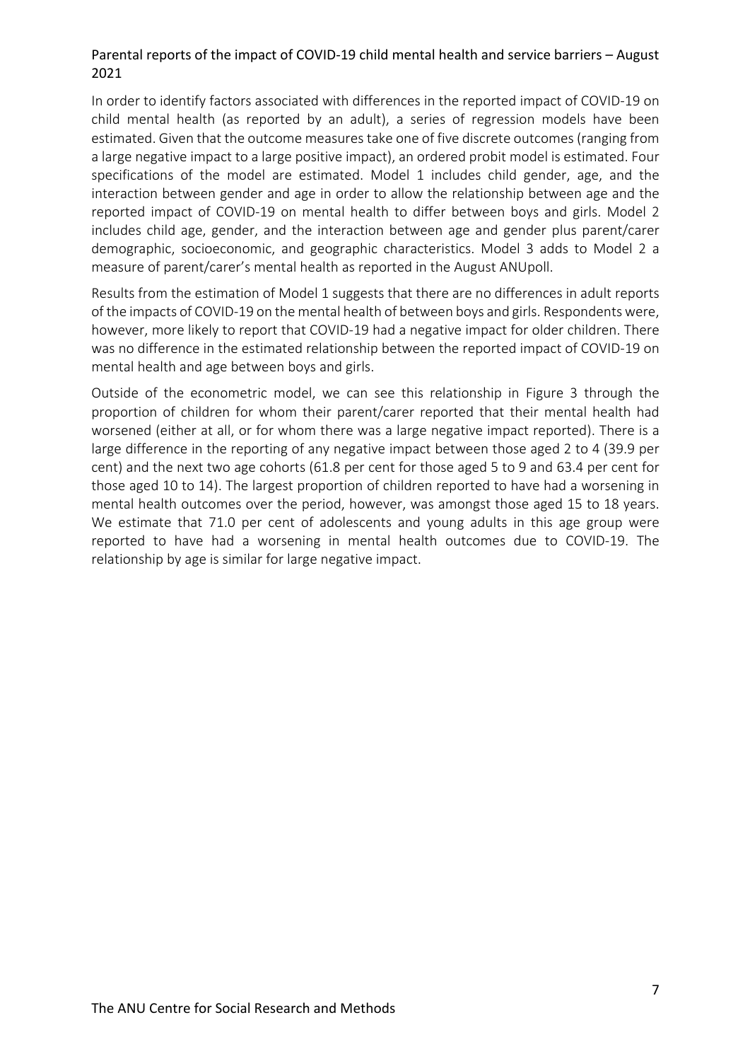## Parental reports of the impact of COVID-19 child mental health and service barriers – August 2021

In order to identify factors associated with differences in the reported impact of COVID-19 on child mental health (as reported by an adult), a series of regression models have been estimated. Given that the outcome measures take one of five discrete outcomes (ranging from a large negative impact to a large positive impact), an ordered probit model is estimated. Four specifications of the model are estimated. Model 1 includes child gender, age, and the interaction between gender and age in order to allow the relationship between age and the reported impact of COVID-19 on mental health to differ between boys and girls. Model 2 includes child age, gender, and the interaction between age and gender plus parent/carer demographic, socioeconomic, and geographic characteristics. Model 3 adds to Model 2 a measure of parent/carer's mental health as reported in the August ANUpoll.

Results from the estimation of Model 1 suggests that there are no differences in adult reports of the impacts of COVID-19 on the mental health of between boys and girls. Respondents were, however, more likely to report that COVID-19 had a negative impact for older children. There was no difference in the estimated relationship between the reported impact of COVID-19 on mental health and age between boys and girls.

Outside of the econometric model, we can see this relationship in Figure 3 through the proportion of children for whom their parent/carer reported that their mental health had worsened (either at all, or for whom there was a large negative impact reported). There is a large difference in the reporting of any negative impact between those aged 2 to 4 (39.9 per cent) and the next two age cohorts (61.8 per cent for those aged 5 to 9 and 63.4 per cent for those aged 10 to 14). The largest proportion of children reported to have had a worsening in mental health outcomes over the period, however, was amongst those aged 15 to 18 years. We estimate that 71.0 per cent of adolescents and young adults in this age group were reported to have had a worsening in mental health outcomes due to COVID-19. The relationship by age is similar for large negative impact.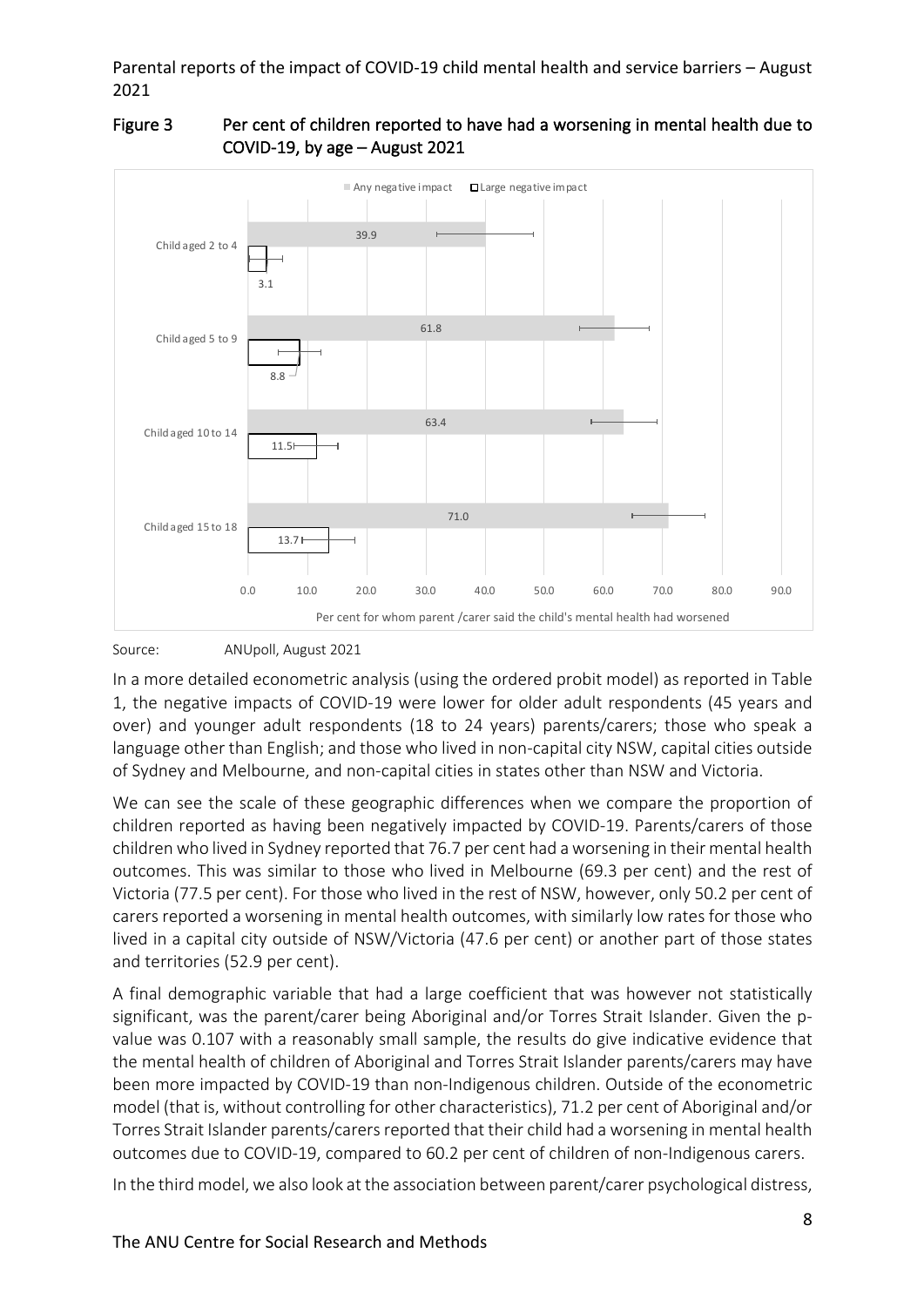Figure 3 Per cent of children reported to have had a worsening in mental health due to COVID-19, by age – August 2021

| Age group | Any negative impact | Large negative impact |
|---|---|---|
| Child aged 2 to 4 | 39.9 | 3.1 |
| Child aged 5 to 9 | 61.8 | 8.8 |
| Child aged 10 to 14 | 63.4 | 11.5 |
| Child aged 15 to 18 | 71.0 | 13.7 |

Per cent for whom parent /carer said the child's mental health had worsened

Source: ANUpoll, August 2021

In a more detailed econometric analysis (using the ordered probit model) as reported in Table 1, the negative impacts of COVID-19 were lower for older adult respondents (45 years and over) and younger adult respondents (18 to 24 years) parents/carers; those who speak a language other than English; and those who lived in non-capital city NSW, capital cities outside of Sydney and Melbourne, and non-capital cities in states other than NSW and Victoria.

We can see the scale of these geographic differences when we compare the proportion of children reported as having been negatively impacted by COVID-19. Parents/carers of those children who lived in Sydney reported that 76.7 per cent had a worsening in their mental health outcomes. This was similar to those who lived in Melbourne (69.3 per cent) and the rest of Victoria (77.5 per cent). For those who lived in the rest of NSW, however, only 50.2 per cent of carers reported a worsening in mental health outcomes, with similarly low rates for those who lived in a capital city outside of NSW/Victoria (47.6 per cent) or another part of those states and territories (52.9 per cent).

A final demographic variable that had a large coefficient that was however not statistically significant, was the parent/carer being Aboriginal and/or Torres Strait Islander. Given the p-value was 0.107 with a reasonably small sample, the results do give indicative evidence that the mental health of children of Aboriginal and Torres Strait Islander parents/carers may have been more impacted by COVID-19 than non-Indigenous children. Outside of the econometric model (that is, without controlling for other characteristics), 71.2 per cent of Aboriginal and/or Torres Strait Islander parents/carers reported that their child had a worsening in mental health outcomes due to COVID-19, compared to 60.2 per cent of children of non-Indigenous carers.

In the third model, we also look at the association between parent/carer psychological distress,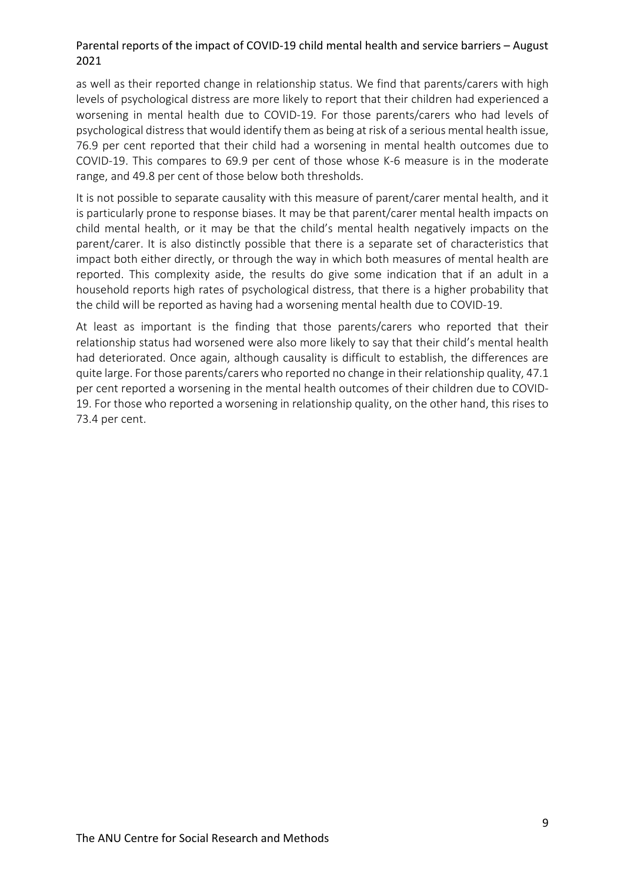as well as their reported change in relationship status. We find that parents/carers with high levels of psychological distress are more likely to report that their children had experienced a worsening in mental health due to COVID-19. For those parents/carers who had levels of psychological distress that would identify them as being at risk of a serious mental health issue, 76.9 per cent reported that their child had a worsening in mental health outcomes due to COVID-19. This compares to 69.9 per cent of those whose K-6 measure is in the moderate range, and 49.8 per cent of those below both thresholds.

It is not possible to separate causality with this measure of parent/carer mental health, and it is particularly prone to response biases. It may be that parent/carer mental health impacts on child mental health, or it may be that the child's mental health negatively impacts on the parent/carer. It is also distinctly possible that there is a separate set of characteristics that impact both either directly, or through the way in which both measures of mental health are reported. This complexity aside, the results do give some indication that if an adult in a household reports high rates of psychological distress, that there is a higher probability that the child will be reported as having had a worsening mental health due to COVID-19.

At least as important is the finding that those parents/carers who reported that their relationship status had worsened were also more likely to say that their child's mental health had deteriorated. Once again, although causality is difficult to establish, the differences are quite large. For those parents/carers who reported no change in their relationship quality, 47.1 per cent reported a worsening in the mental health outcomes of their children due to COVID-19. For those who reported a worsening in relationship quality, on the other hand, this rises to 73.4 per cent.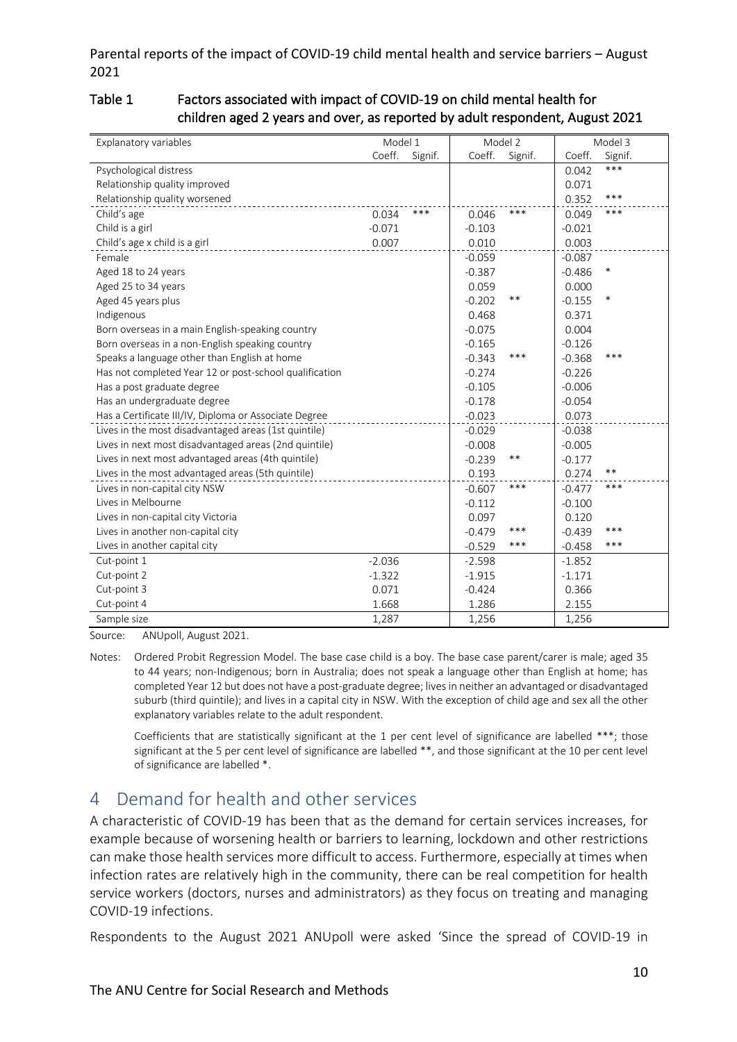Table 1 Factors associated with impact of COVID-19 on child mental health for children aged 2 years and over, as reported by adult respondent, August 2021

| Explanatory variables | Model 1 | | Model 2 | | Model 3 | |
|---|---|---|---|---|---|---|
| | Coeff. | Signif. | Coeff. | Signif. | Coeff. | Signif. |
| Psychological distress | | | | | 0.042 | *** |
| Relationship quality improved | | | | | 0.071 | |
| Relationship quality worsened | | | | | 0.352 | *** |
| Child's age | 0.034 | *** | 0.046 | *** | 0.049 | *** |
| Child is a girl | -0.071 | | -0.103 | | -0.021 | |
| Child's age x child is a girl | 0.007 | | 0.010 | | 0.003 | |
| Female | | | -0.059 | | -0.087 | |
| Aged 18 to 24 years | | | -0.387 | | -0.486 | * |
| Aged 25 to 34 years | | | 0.059 | | 0.000 | |
| Aged 45 years plus | | | -0.202 | ** | -0.155 | * |
| Indigenous | | | 0.468 | | 0.371 | |
| Born overseas in a main English-speaking country | | | -0.075 | | 0.004 | |
| Born overseas in a non-English speaking country | | | -0.165 | | -0.126 | |
| Speaks a language other than English at home | | | -0.343 | *** | -0.368 | *** |
| Has not completed Year 12 or post-school qualification | | | -0.274 | | -0.226 | |
| Has a post graduate degree | | | -0.105 | | -0.006 | |
| Has an undergraduate degree | | | -0.178 | | -0.054 | |
| Has a Certificate III/IV, Diploma or Associate Degree | | | -0.023 | | 0.073 | |
| Lives in the most disadvantaged areas (1st quintile) | | | -0.029 | | -0.038 | |
| Lives in next most disadvantaged areas (2nd quintile) | | | -0.008 | | -0.005 | |
| Lives in next most advantaged areas (4th quintile) | | | -0.239 | ** | -0.177 | |
| Lives in the most advantaged areas (5th quintile) | | | 0.193 | | 0.274 | ** |
| Lives in non-capital city NSW | | | -0.607 | *** | -0.477 | *** |
| Lives in Melbourne | | | -0.112 | | -0.100 | |
| Lives in non-capital city Victoria | | | 0.097 | | 0.120 | |
| Lives in another non-capital city | | | -0.479 | *** | -0.439 | *** |
| Lives in another capital city | | | -0.529 | *** | -0.458 | *** |
| Cut-point 1 | -2.036 | | -2.598 | | -1.852 | |
| Cut-point 2 | -1.322 | | -1.915 | | -1.171 | |
| Cut-point 3 | 0.071 | | -0.424 | | 0.366 | |
| Cut-point 4 | 1.668 | | 1.286 | | 2.155 | |
| Sample size | 1,287 | | 1,256 | | 1,256 | |

Source: ANUpoll, August 2021.

Notes: Ordered Probit Regression Model. The base case child is a boy. The base case parent/carer is male; aged 35 to 44 years; non-Indigenous; born in Australia; does not speak a language other than English at home; has completed Year 12 but does not have a post-graduate degree; lives in neither an advantaged or disadvantaged suburb (third quintile); and lives in a capital city in NSW. With the exception of child age and sex all the other explanatory variables relate to the adult respondent.

Coefficients that are statistically significant at the 1 per cent level of significance are labelled ***; those significant at the 5 per cent level of significance are labelled **, and those significant at the 10 per cent level of significance are labelled *.

# 4 Demand for health and other services

A characteristic of COVID-19 has been that as the demand for certain services increases, for example because of worsening health or barriers to learning, lockdown and other restrictions can make those health services more difficult to access. Furthermore, especially at times when infection rates are relatively high in the community, there can be real competition for health service workers (doctors, nurses and administrators) as they focus on treating and managing COVID-19 infections.

Respondents to the August 2021 ANUpoll were asked 'Since the spread of COVID-19 in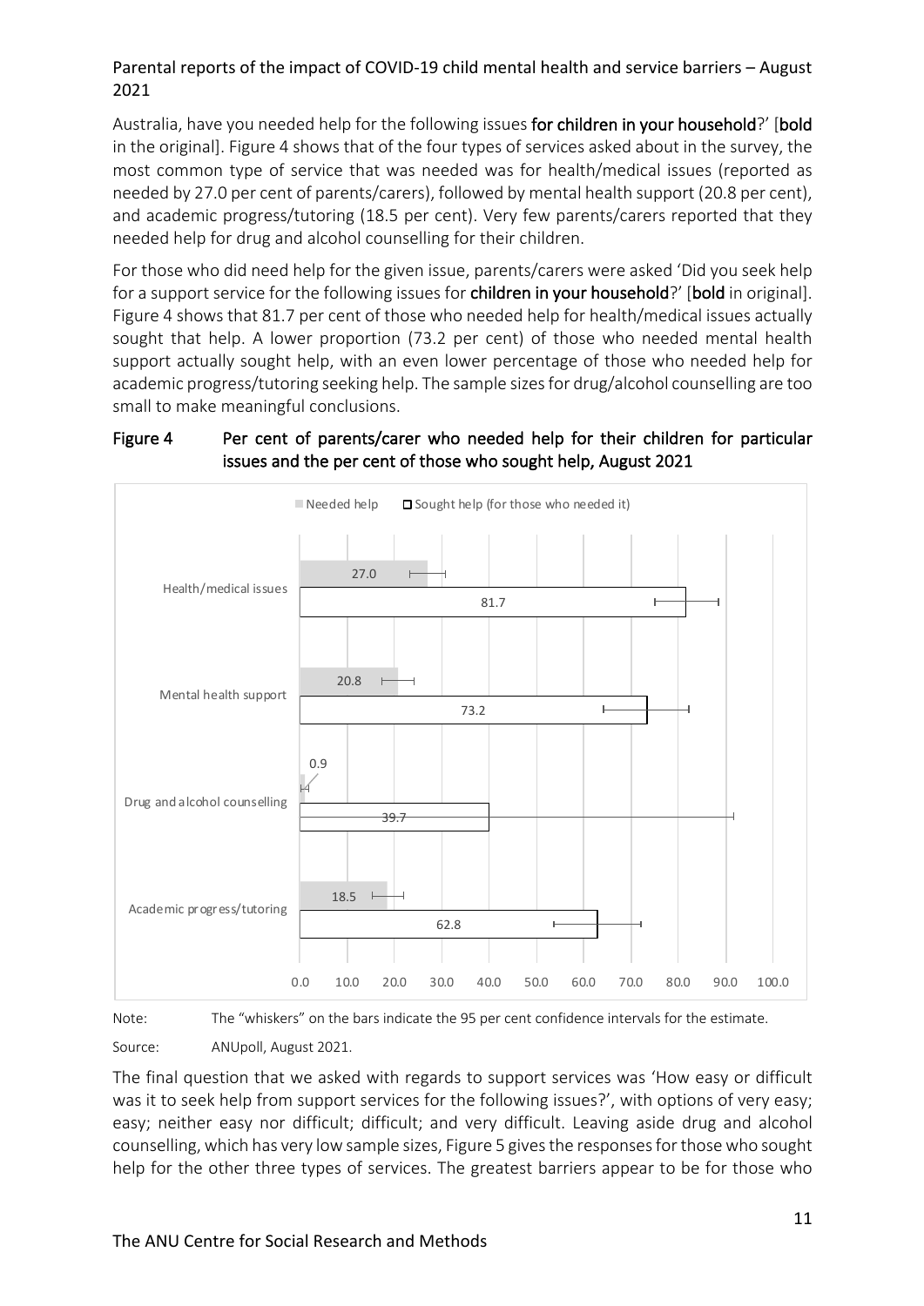Parental reports of the impact of COVID-19 child mental health and service barriers – August 2021

Australia, have you needed help for the following issues **for children in your household**?' [**bold** in the original]. Figure 4 shows that of the four types of services asked about in the survey, the most common type of service that was needed was for health/medical issues (reported as needed by 27.0 per cent of parents/carers), followed by mental health support (20.8 per cent), and academic progress/tutoring (18.5 per cent). Very few parents/carers reported that they needed help for drug and alcohol counselling for their children.

For those who did need help for the given issue, parents/carers were asked 'Did you seek help for a support service for the following issues for **children in your household**?' [**bold** in original]. Figure 4 shows that 81.7 per cent of those who needed help for health/medical issues actually sought that help. A lower proportion (73.2 per cent) of those who needed mental health support actually sought help, with an even lower percentage of those who needed help for academic progress/tutoring seeking help. The sample sizes for drug/alcohol counselling are too small to make meaningful conclusions.

**Figure 4 Per cent of parents/carer who needed help for their children for particular issues and the per cent of those who sought help, August 2021**

| | Needed help | Sought help (for those who needed it) |
|---|---|---|
| Health/medical issues | 27.0 | 81.7 |
| Mental health support | 20.8 | 73.2 |
| Drug and alcohol counselling | 0.9 | 39.7 |
| Academic progress/tutoring | 18.5 | 62.8 |

Note: The "whiskers" on the bars indicate the 95 per cent confidence intervals for the estimate.

Source: ANUpoll, August 2021.

The final question that we asked with regards to support services was 'How easy or difficult was it to seek help from support services for the following issues?', with options of very easy; easy; neither easy nor difficult; difficult; and very difficult. Leaving aside drug and alcohol counselling, which has very low sample sizes, Figure 5 gives the responses for those who sought help for the other three types of services. The greatest barriers appear to be for those who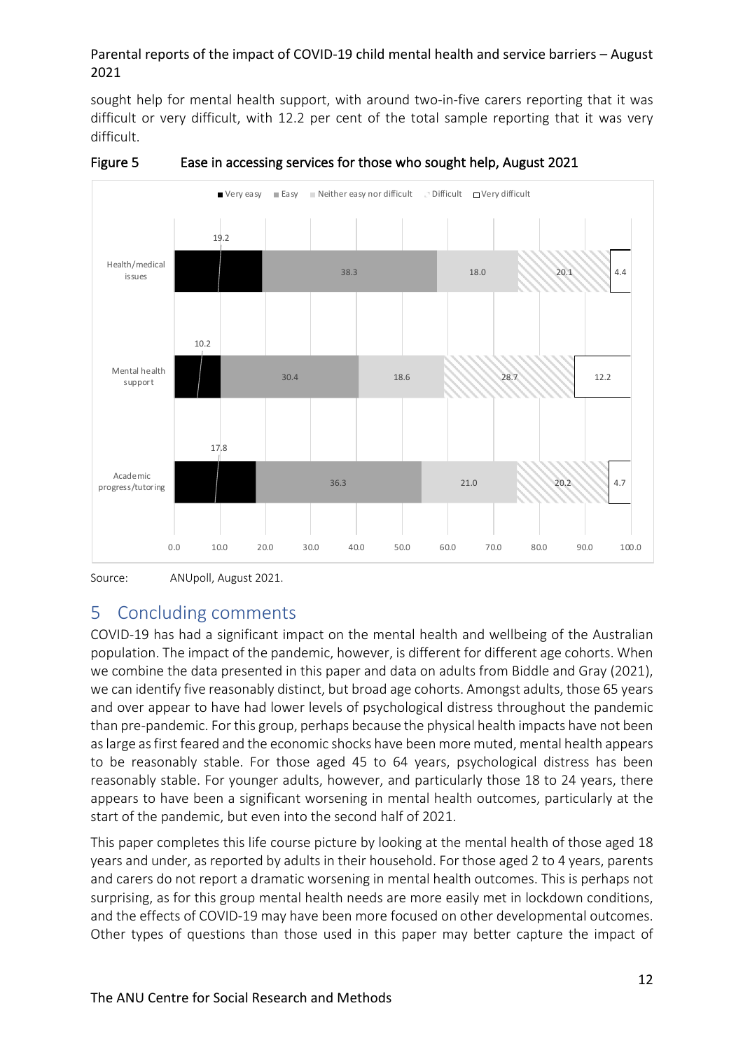sought help for mental health support, with around two-in-five carers reporting that it was difficult or very difficult, with 12.2 per cent of the total sample reporting that it was very difficult.

Figure 5 Ease in accessing services for those who sought help, August 2021

| | Very easy | Easy | Neither easy nor difficult | Difficult | Very difficult |
|---|---|---|---|---|---|
| Health/medical issues | 19.2 | 38.3 | 18.0 | 20.1 | 4.4 |
| Mental health support | 10.2 | 30.4 | 18.6 | 28.7 | 12.2 |
| Academic progress/tutoring | 17.8 | 36.3 | 21.0 | 20.2 | 4.7 |

Source: ANUpoll, August 2021.

## 5 Concluding comments

COVID-19 has had a significant impact on the mental health and wellbeing of the Australian population. The impact of the pandemic, however, is different for different age cohorts. When we combine the data presented in this paper and data on adults from Biddle and Gray (2021), we can identify five reasonably distinct, but broad age cohorts. Amongst adults, those 65 years and over appear to have had lower levels of psychological distress throughout the pandemic than pre-pandemic. For this group, perhaps because the physical health impacts have not been as large as first feared and the economic shocks have been more muted, mental health appears to be reasonably stable. For those aged 45 to 64 years, psychological distress has been reasonably stable. For younger adults, however, and particularly those 18 to 24 years, there appears to have been a significant worsening in mental health outcomes, particularly at the start of the pandemic, but even into the second half of 2021.

This paper completes this life course picture by looking at the mental health of those aged 18 years and under, as reported by adults in their household. For those aged 2 to 4 years, parents and carers do not report a dramatic worsening in mental health outcomes. This is perhaps not surprising, as for this group mental health needs are more easily met in lockdown conditions, and the effects of COVID-19 may have been more focused on other developmental outcomes. Other types of questions than those used in this paper may better capture the impact of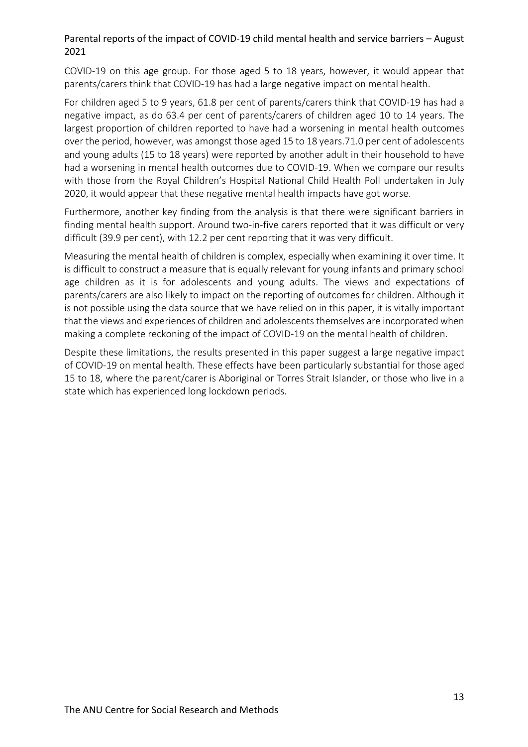COVID-19 on this age group. For those aged 5 to 18 years, however, it would appear that parents/carers think that COVID-19 has had a large negative impact on mental health.

For children aged 5 to 9 years, 61.8 per cent of parents/carers think that COVID-19 has had a negative impact, as do 63.4 per cent of parents/carers of children aged 10 to 14 years. The largest proportion of children reported to have had a worsening in mental health outcomes over the period, however, was amongst those aged 15 to 18 years.71.0 per cent of adolescents and young adults (15 to 18 years) were reported by another adult in their household to have had a worsening in mental health outcomes due to COVID-19. When we compare our results with those from the Royal Children's Hospital National Child Health Poll undertaken in July 2020, it would appear that these negative mental health impacts have got worse.

Furthermore, another key finding from the analysis is that there were significant barriers in finding mental health support. Around two-in-five carers reported that it was difficult or very difficult (39.9 per cent), with 12.2 per cent reporting that it was very difficult.

Measuring the mental health of children is complex, especially when examining it over time. It is difficult to construct a measure that is equally relevant for young infants and primary school age children as it is for adolescents and young adults. The views and expectations of parents/carers are also likely to impact on the reporting of outcomes for children. Although it is not possible using the data source that we have relied on in this paper, it is vitally important that the views and experiences of children and adolescents themselves are incorporated when making a complete reckoning of the impact of COVID-19 on the mental health of children.

Despite these limitations, the results presented in this paper suggest a large negative impact of COVID-19 on mental health. These effects have been particularly substantial for those aged 15 to 18, where the parent/carer is Aboriginal or Torres Strait Islander, or those who live in a state which has experienced long lockdown periods.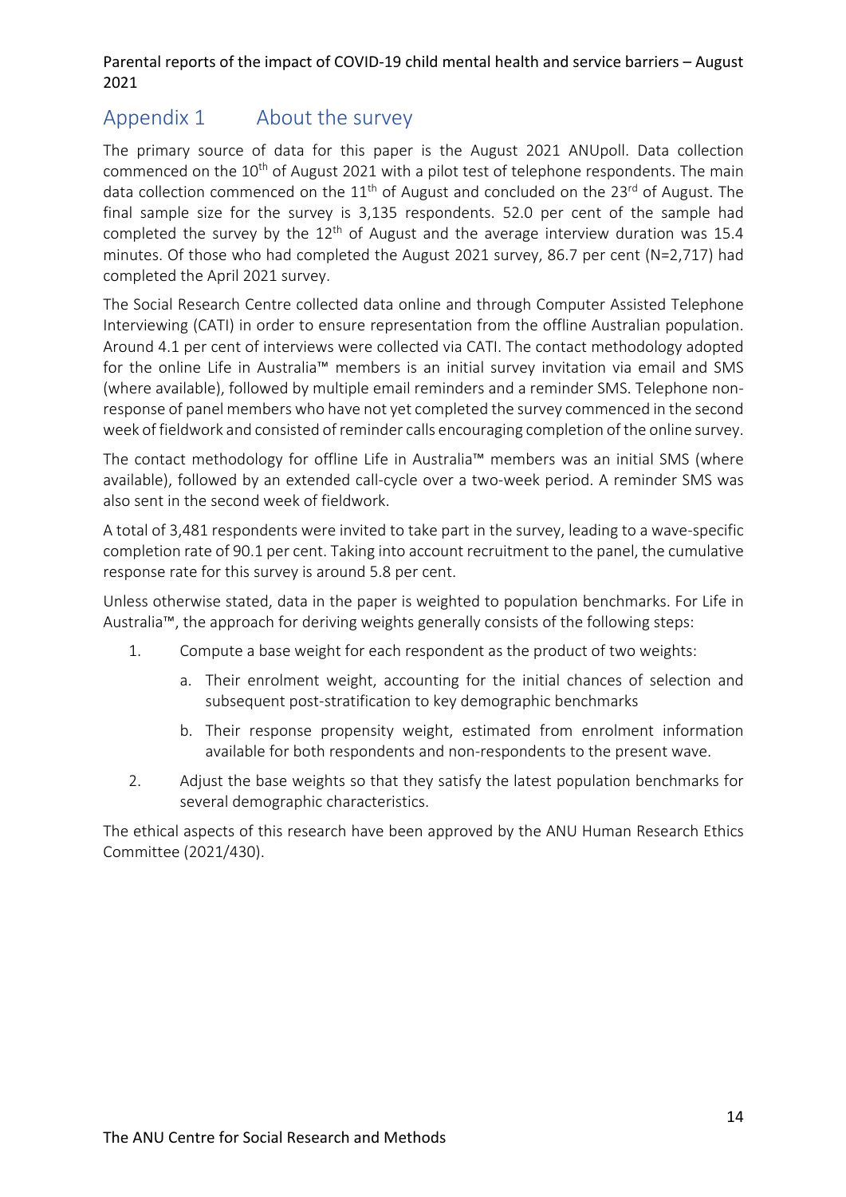# Appendix 1 About the survey

The primary source of data for this paper is the August 2021 ANUpoll. Data collection commenced on the 10th of August 2021 with a pilot test of telephone respondents. The main data collection commenced on the 11th of August and concluded on the 23rd of August. The final sample size for the survey is 3,135 respondents. 52.0 per cent of the sample had completed the survey by the 12th of August and the average interview duration was 15.4 minutes. Of those who had completed the August 2021 survey, 86.7 per cent (N=2,717) had completed the April 2021 survey.

The Social Research Centre collected data online and through Computer Assisted Telephone Interviewing (CATI) in order to ensure representation from the offline Australian population. Around 4.1 per cent of interviews were collected via CATI. The contact methodology adopted for the online Life in Australia™ members is an initial survey invitation via email and SMS (where available), followed by multiple email reminders and a reminder SMS. Telephone non-response of panel members who have not yet completed the survey commenced in the second week of fieldwork and consisted of reminder calls encouraging completion of the online survey.

The contact methodology for offline Life in Australia™ members was an initial SMS (where available), followed by an extended call-cycle over a two-week period. A reminder SMS was also sent in the second week of fieldwork.

A total of 3,481 respondents were invited to take part in the survey, leading to a wave-specific completion rate of 90.1 per cent. Taking into account recruitment to the panel, the cumulative response rate for this survey is around 5.8 per cent.

Unless otherwise stated, data in the paper is weighted to population benchmarks. For Life in Australia™, the approach for deriving weights generally consists of the following steps:

1. Compute a base weight for each respondent as the product of two weights:
    a. Their enrolment weight, accounting for the initial chances of selection and subsequent post-stratification to key demographic benchmarks
    b. Their response propensity weight, estimated from enrolment information available for both respondents and non-respondents to the present wave.
2. Adjust the base weights so that they satisfy the latest population benchmarks for several demographic characteristics.

The ethical aspects of this research have been approved by the ANU Human Research Ethics Committee (2021/430).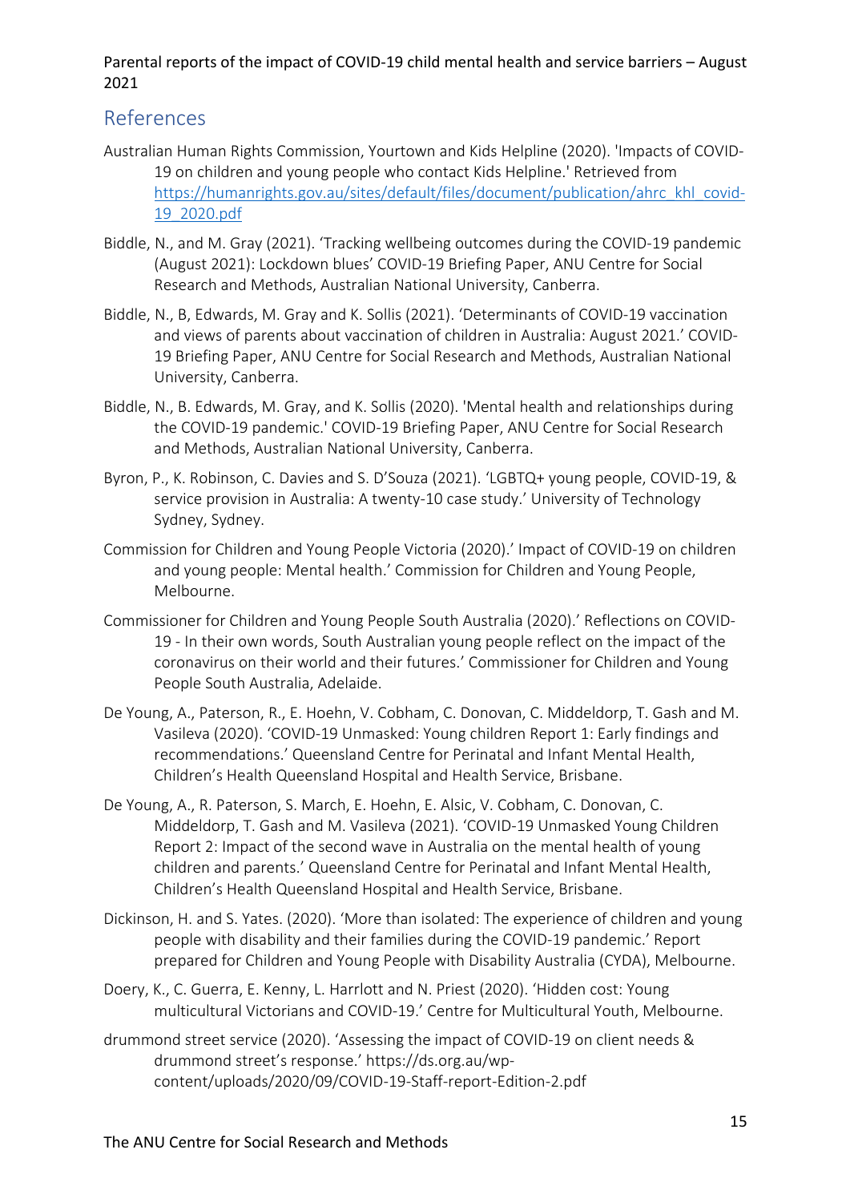## References

Australian Human Rights Commission, Yourtown and Kids Helpline (2020). 'Impacts of COVID-19 on children and young people who contact Kids Helpline.' Retrieved from [https://humanrights.gov.au/sites/default/files/document/publication/ahrc_khl_covid-19_2020.pdf](https://humanrights.gov.au/sites/default/files/document/publication/ahrc_khl_covid-19_2020.pdf)

Biddle, N., and M. Gray (2021). 'Tracking wellbeing outcomes during the COVID-19 pandemic (August 2021): Lockdown blues' COVID-19 Briefing Paper, ANU Centre for Social Research and Methods, Australian National University, Canberra.

Biddle, N., B, Edwards, M. Gray and K. Sollis (2021). 'Determinants of COVID-19 vaccination and views of parents about vaccination of children in Australia: August 2021.' COVID-19 Briefing Paper, ANU Centre for Social Research and Methods, Australian National University, Canberra.

Biddle, N., B. Edwards, M. Gray, and K. Sollis (2020). 'Mental health and relationships during the COVID-19 pandemic.' COVID-19 Briefing Paper, ANU Centre for Social Research and Methods, Australian National University, Canberra.

Byron, P., K. Robinson, C. Davies and S. D'Souza (2021). 'LGBTQ+ young people, COVID-19, & service provision in Australia: A twenty-10 case study.' University of Technology Sydney, Sydney.

Commission for Children and Young People Victoria (2020).' Impact of COVID-19 on children and young people: Mental health.' Commission for Children and Young People, Melbourne.

Commissioner for Children and Young People South Australia (2020).' Reflections on COVID-19 - In their own words, South Australian young people reflect on the impact of the coronavirus on their world and their futures.' Commissioner for Children and Young People South Australia, Adelaide.

De Young, A., Paterson, R., E. Hoehn, V. Cobham, C. Donovan, C. Middeldorp, T. Gash and M. Vasileva (2020). 'COVID-19 Unmasked: Young children Report 1: Early findings and recommendations.' Queensland Centre for Perinatal and Infant Mental Health, Children's Health Queensland Hospital and Health Service, Brisbane.

De Young, A., R. Paterson, S. March, E. Hoehn, E. Alsic, V. Cobham, C. Donovan, C. Middeldorp, T. Gash and M. Vasileva (2021). 'COVID-19 Unmasked Young Children Report 2: Impact of the second wave in Australia on the mental health of young children and parents.' Queensland Centre for Perinatal and Infant Mental Health, Children's Health Queensland Hospital and Health Service, Brisbane.

Dickinson, H. and S. Yates. (2020). 'More than isolated: The experience of children and young people with disability and their families during the COVID-19 pandemic.' Report prepared for Children and Young People with Disability Australia (CYDA), Melbourne.

Doery, K., C. Guerra, E. Kenny, L. Harrlott and N. Priest (2020). 'Hidden cost: Young multicultural Victorians and COVID-19.' Centre for Multicultural Youth, Melbourne.

drummond street service (2020). 'Assessing the impact of COVID-19 on client needs & drummond street's response.' https://ds.org.au/wp-content/uploads/2020/09/COVID-19-Staff-report-Edition-2.pdf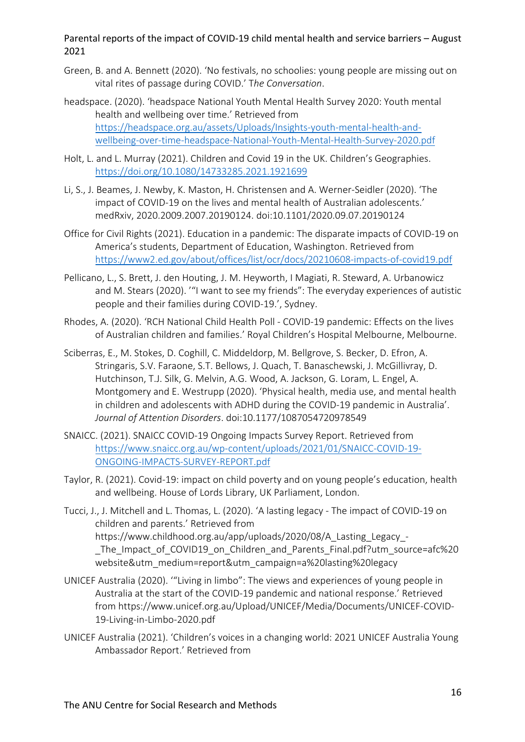Green, B. and A. Bennett (2020). 'No festivals, no schoolies: young people are missing out on vital rites of passage during COVID.' T*he Conversation*.

headspace. (2020). 'headspace National Youth Mental Health Survey 2020: Youth mental health and wellbeing over time.' Retrieved from https://headspace.org.au/assets/Uploads/Insights-youth-mental-health-and-wellbeing-over-time-headspace-National-Youth-Mental-Health-Survey-2020.pdf

Holt, L. and L. Murray (2021). Children and Covid 19 in the UK. Children's Geographies. https://doi.org/10.1080/14733285.2021.1921699

Li, S., J. Beames, J. Newby, K. Maston, H. Christensen and A. Werner-Seidler (2020). 'The impact of COVID-19 on the lives and mental health of Australian adolescents.' medRxiv, 2020.2009.2007.20190124. doi:10.1101/2020.09.07.20190124

Office for Civil Rights (2021). Education in a pandemic: The disparate impacts of COVID-19 on America's students, Department of Education, Washington. Retrieved from https://www2.ed.gov/about/offices/list/ocr/docs/20210608-impacts-of-covid19.pdf

Pellicano, L., S. Brett, J. den Houting, J. M. Heyworth, I Magiati, R. Steward, A. Urbanowicz and M. Stears (2020). '"I want to see my friends": The everyday experiences of autistic people and their families during COVID-19.', Sydney.

Rhodes, A. (2020). 'RCH National Child Health Poll - COVID-19 pandemic: Effects on the lives of Australian children and families.' Royal Children's Hospital Melbourne, Melbourne.

Sciberras, E., M. Stokes, D. Coghill, C. Middeldorp, M. Bellgrove, S. Becker, D. Efron, A. Stringaris, S.V. Faraone, S.T. Bellows, J. Quach, T. Banaschewski, J. McGillivray, D. Hutchinson, T.J. Silk, G. Melvin, A.G. Wood, A. Jackson, G. Loram, L. Engel, A. Montgomery and E. Westrupp (2020). 'Physical health, media use, and mental health in children and adolescents with ADHD during the COVID-19 pandemic in Australia'. *Journal of Attention Disorders*. doi:10.1177/1087054720978549

SNAICC. (2021). SNAICC COVID-19 Ongoing Impacts Survey Report. Retrieved from https://www.snaicc.org.au/wp-content/uploads/2021/01/SNAICC-COVID-19-ONGOING-IMPACTS-SURVEY-REPORT.pdf

Taylor, R. (2021). Covid-19: impact on child poverty and on young people's education, health and wellbeing. House of Lords Library, UK Parliament, London.

Tucci, J., J. Mitchell and L. Thomas, L. (2020). 'A lasting legacy - The impact of COVID-19 on children and parents.' Retrieved from https://www.childhood.org.au/app/uploads/2020/08/A_Lasting_Legacy_-_The_Impact_of_COVID19_on_Children_and_Parents_Final.pdf?utm_source=afc%20website&utm_medium=report&utm_campaign=a%20lasting%20legacy

UNICEF Australia (2020). '"Living in limbo": The views and experiences of young people in Australia at the start of the COVID-19 pandemic and national response.' Retrieved from https://www.unicef.org.au/Upload/UNICEF/Media/Documents/UNICEF-COVID-19-Living-in-Limbo-2020.pdf

UNICEF Australia (2021). 'Children's voices in a changing world: 2021 UNICEF Australia Young Ambassador Report.' Retrieved from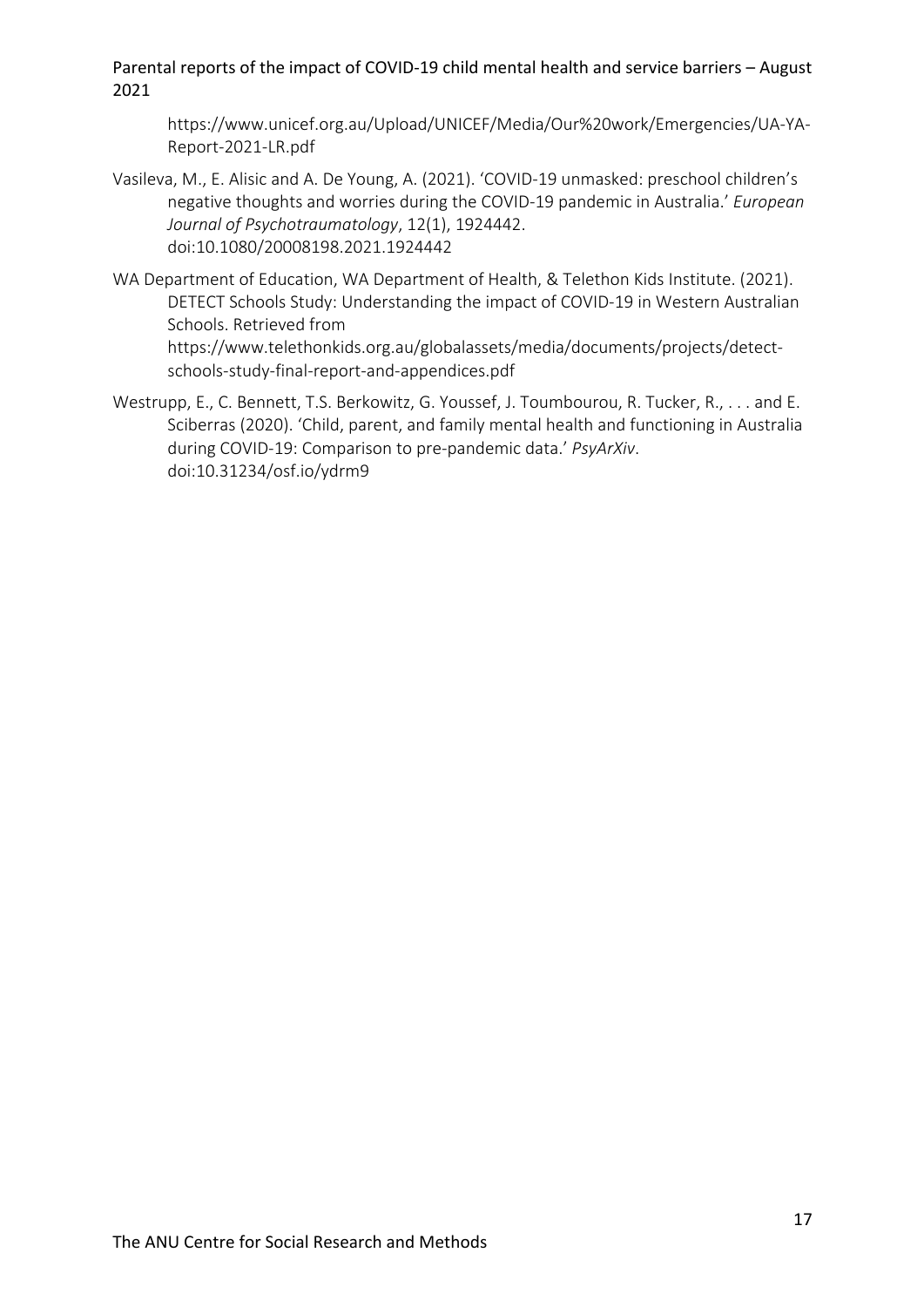https://www.unicef.org.au/Upload/UNICEF/Media/Our%20work/Emergencies/UA-YA-Report-2021-LR.pdf

Vasileva, M., E. Alisic and A. De Young, A. (2021). 'COVID-19 unmasked: preschool children's negative thoughts and worries during the COVID-19 pandemic in Australia.' *European Journal of Psychotraumatology*, 12(1), 1924442. doi:10.1080/20008198.2021.1924442

WA Department of Education, WA Department of Health, & Telethon Kids Institute. (2021). DETECT Schools Study: Understanding the impact of COVID-19 in Western Australian Schools. Retrieved from https://www.telethonkids.org.au/globalassets/media/documents/projects/detect-schools-study-final-report-and-appendices.pdf

Westrupp, E., C. Bennett, T.S. Berkowitz, G. Youssef, J. Toumbourou, R. Tucker, R., . . . and E. Sciberras (2020). 'Child, parent, and family mental health and functioning in Australia during COVID-19: Comparison to pre-pandemic data.' *PsyArXiv*. doi:10.31234/osf.io/ydrm9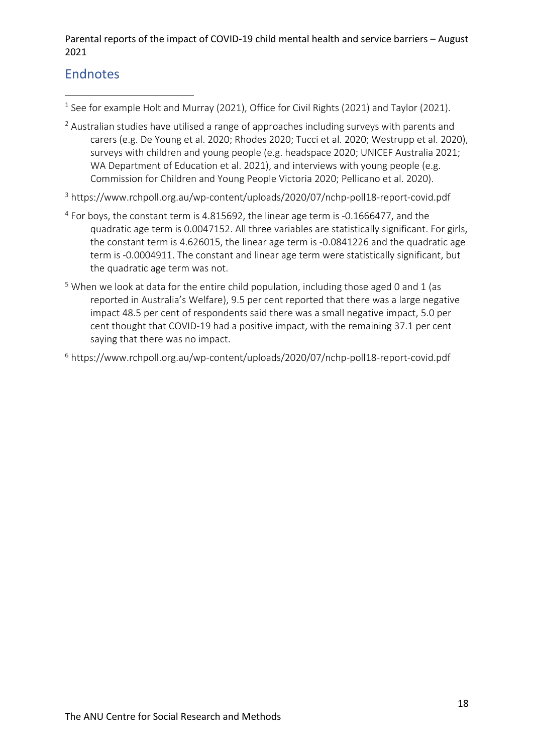## Endnotes

[1] See for example Holt and Murray (2021), Office for Civil Rights (2021) and Taylor (2021).

[2] Australian studies have utilised a range of approaches including surveys with parents and carers (e.g. De Young et al. 2020; Rhodes 2020; Tucci et al. 2020; Westrupp et al. 2020), surveys with children and young people (e.g. headspace 2020; UNICEF Australia 2021; WA Department of Education et al. 2021), and interviews with young people (e.g. Commission for Children and Young People Victoria 2020; Pellicano et al. 2020).

[3] https://www.rchpoll.org.au/wp-content/uploads/2020/07/nchp-poll18-report-covid.pdf

[4] For boys, the constant term is 4.815692, the linear age term is -0.1666477, and the quadratic age term is 0.0047152. All three variables are statistically significant. For girls, the constant term is 4.626015, the linear age term is -0.0841226 and the quadratic age term is -0.0004911. The constant and linear age term were statistically significant, but the quadratic age term was not.

[5] When we look at data for the entire child population, including those aged 0 and 1 (as reported in Australia's Welfare), 9.5 per cent reported that there was a large negative impact 48.5 per cent of respondents said there was a small negative impact, 5.0 per cent thought that COVID-19 had a positive impact, with the remaining 37.1 per cent saying that there was no impact.

[6] https://www.rchpoll.org.au/wp-content/uploads/2020/07/nchp-poll18-report-covid.pdf